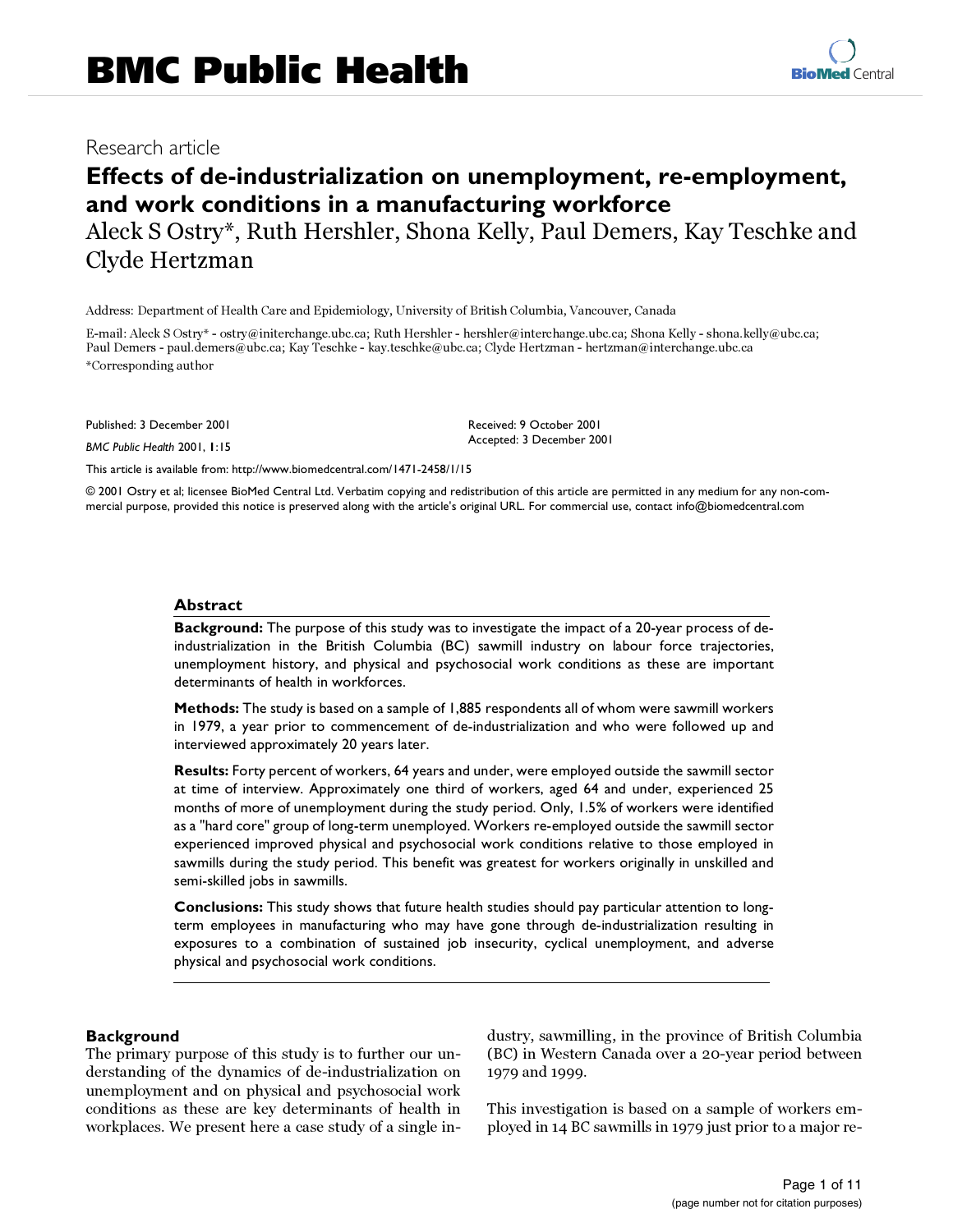# BMC Public Health

Research article

## Effects of de-industrialization on unemployment, re-employment, and work conditions in a manufacturing workforce

Aleck S Ostry*, Ruth Hershler, Shona Kelly, Paul Demers, Kay Teschke and Clyde Hertzman

Address: Department of Health Care and Epidemiology, University of British Columbia, Vancouver, Canada

E-mail: Aleck S Ostry* - ostry@initerchange.ubc.ca; Ruth Hershler - hershler@interchange.ubc.ca; Shona Kelly - shona.kelly@ubc.ca; Paul Demers - paul.demers@ubc.ca; Kay Teschke - kay.teschke@ubc.ca; Clyde Hertzman - hertzman@interchange.ubc.ca

*Corresponding author

Published: 3 December 2001

*BMC Public Health* 2001, **1**:15

Received: 9 October 2001

Accepted: 3 December 2001

This article is available from: http://www.biomedcentral.com/1471-2458/1/15

© 2001 Ostry et al; licensee BioMed Central Ltd. Verbatim copying and redistribution of this article are permitted in any medium for any non-commercial purpose, provided this notice is preserved along with the article's original URL. For commercial use, contact info@biomedcentral.com

### Abstract

**Background:** The purpose of this study was to investigate the impact of a 20-year process of de-industrialization in the British Columbia (BC) sawmill industry on labour force trajectories, unemployment history, and physical and psychosocial work conditions as these are important determinants of health in workforces.

**Methods:** The study is based on a sample of 1,885 respondents all of whom were sawmill workers in 1979, a year prior to commencement of de-industrialization and who were followed up and interviewed approximately 20 years later.

**Results:** Forty percent of workers, 64 years and under, were employed outside the sawmill sector at time of interview. Approximately one third of workers, aged 64 and under, experienced 25 months of more of unemployment during the study period. Only, 1.5% of workers were identified as a "hard core" group of long-term unemployed. Workers re-employed outside the sawmill sector experienced improved physical and psychosocial work conditions relative to those employed in sawmills during the study period. This benefit was greatest for workers originally in unskilled and semi-skilled jobs in sawmills.

**Conclusions:** This study shows that future health studies should pay particular attention to long-term employees in manufacturing who may have gone through de-industrialization resulting in exposures to a combination of sustained job insecurity, cyclical unemployment, and adverse physical and psychosocial work conditions.

### Background

The primary purpose of this study is to further our understanding of the dynamics of de-industrialization on unemployment and on physical and psychosocial work conditions as these are key determinants of health in workplaces. We present here a case study of a single industry, sawmilling, in the province of British Columbia (BC) in Western Canada over a 20-year period between 1979 and 1999.

This investigation is based on a sample of workers employed in 14 BC sawmills in 1979 just prior to a major re-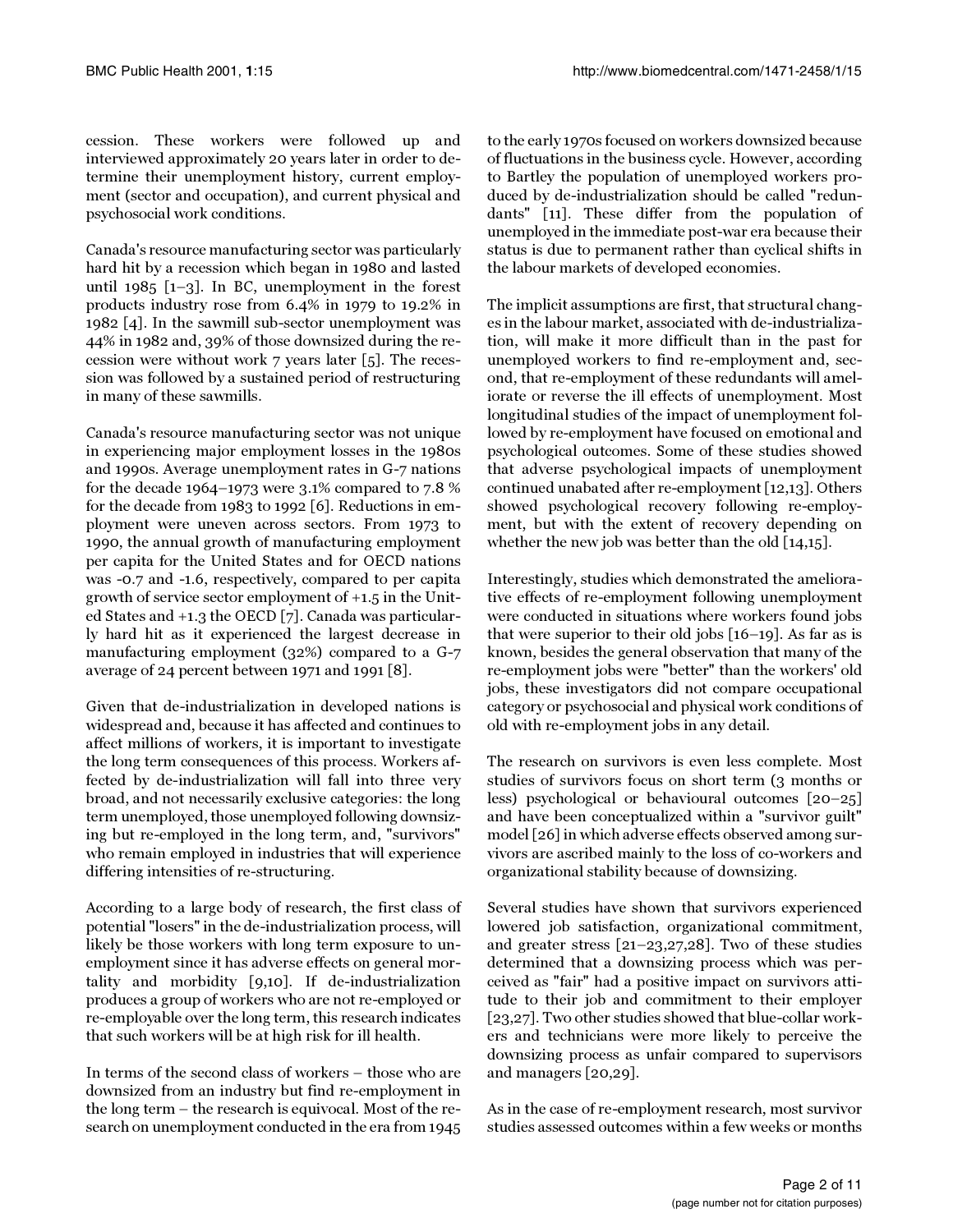cession. These workers were followed up and interviewed approximately 20 years later in order to determine their unemployment history, current employment (sector and occupation), and current physical and psychosocial work conditions.

Canada's resource manufacturing sector was particularly hard hit by a recession which began in 1980 and lasted until 1985 [1–3]. In BC, unemployment in the forest products industry rose from 6.4% in 1979 to 19.2% in 1982 [4]. In the sawmill sub-sector unemployment was 44% in 1982 and, 39% of those downsized during the recession were without work 7 years later [5]. The recession was followed by a sustained period of restructuring in many of these sawmills.

Canada's resource manufacturing sector was not unique in experiencing major employment losses in the 1980s and 1990s. Average unemployment rates in G-7 nations for the decade 1964–1973 were 3.1% compare to 7.8 % for the decade from 1983 to 1992 [6]. Reductions in employment were uneven across sectors. From 1973 to 1990, the annual growth of manufacturing employment per capita for the United States and for OECD nations was -0.7 and -1.6, respectively, compared to per capita growth of service sector employment of +1.5 in the United States and +1.3 the OECD [7]. Canada was particularly hard hit as it experienced the largest decrease in manufacturing employment (32%) compared to a G-7 average of 24 percent between 1971 and 1991 [8].

Given that de-industrialization in developed nations is widespread and, because it has affected and continues to affect millions of workers, it is important to investigate the long term consequences of this process. Workers affected by de-industrialization will fall into three very broad, and not necessarily exclusive categories: the long term unemployed, those unemployed following downsizing but re-employed in the long term, and, "survivors" who remain employed in industries that will experience differing intensities of re-structuring.

According to a large body of research, the first class of potential "losers" in the de-industrialization process, will likely be those workers with long term exposure to unemployment since it has adverse effects on general mortality and morbidity [9,10]. If de-industrialization produces a group of workers who are not re-employed or re-employable over the long term, this research indicates that such workers will be at high risk for ill health.

In terms of the second class of workers – those who are downsized from an industry but find re-employment in the long term – the research is equivocal. Most of the research on unemployment conducted in the era from 1945 to the early 1970s focused on workers downsized because of fluctuations in the business cycle. However, according to Bartley the population of unemployed workers produced by de-industrialization should be called "redundants" [11]. These differ from the population of unemployed in the immediate post-war era because their status is due to permanent rather than cyclical shifts in the labour markets of developed economies.

The implicit assumptions are first, that structural changes in the labour market, associated with de-industrialization, will make it more difficult than in the past for unemployed workers to find re-employment and, second, that re-employment of these redundants will ameliorate or reverse the ill effects of unemployment. Most longitudinal studies of the impact of unemployment followed by re-employment have focused on emotional and psychological outcomes. Some of these studies showed that adverse psychological impacts of unemployment continued unabated after re-employment [12,13]. Others showed psychological recovery following re-employment, but with the extent of recovery depending on whether the new job was better than the old [14,15].

Interestingly, studies which demonstrated the ameliorative effects of re-employment following unemployment were conducted in situations where workers found jobs that were superior to their old jobs [16–19]. As far as is known, besides the general observation that many of the re-employment jobs were "better" than the workers' old jobs, these investigators did not compare occupational category or psychosocial and physical work conditions of old with re-employment jobs in any detail.

The research on survivors is even less complete. Most studies of survivors focus on short term (3 months or less) psychological or behavioural outcomes [20–25] and have been conceptualized within a "survivor guilt" model [26] in which adverse effects observed among survivors are ascribed mainly to the loss of co-workers and organizational stability because of downsizing.

Several studies have shown that survivors experienced lowered job satisfaction, organizational commitment, and greater stress [21–23,27,28]. Two of these studies determined that a downsizing process which was perceived as "fair" had a positive impact on survivors attitude to their job and commitment to their employer [23,27]. Two other studies showed that blue-collar workers and technicians were more likely to perceive the downsizing process as unfair compared to supervisors and managers [20,29].

As in the case of re-employment research, most survivor studies assessed outcomes within a few weeks or months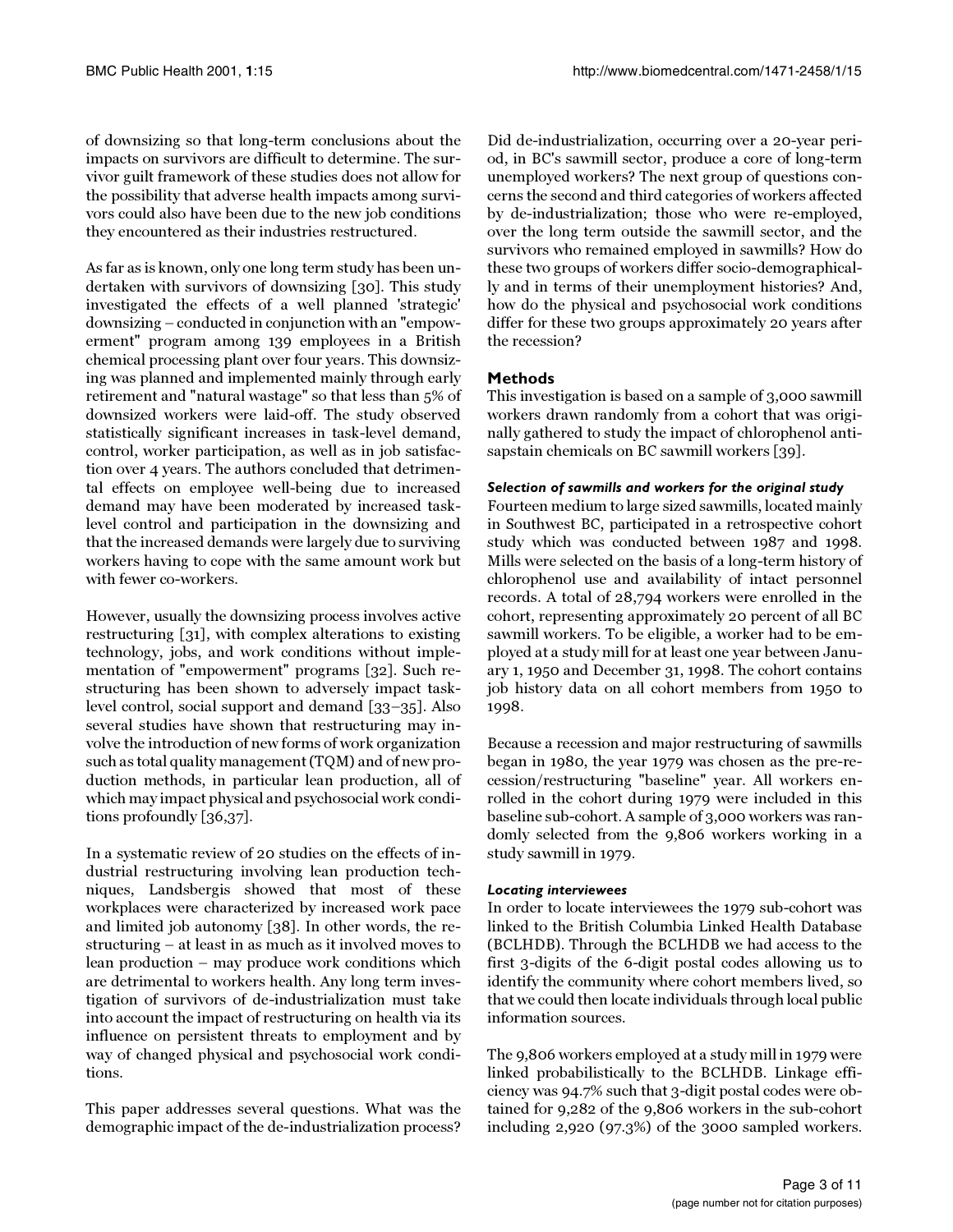of downsizing so that long-term conclusions about the impacts on survivors are difficult to determine. The survivor guilt framework of these studies does not allow for the possibility that adverse health impacts among survivors could also have been due to the new job conditions they encountered as their industries restructured.

As far as is known, only one long term study has been undertaken with survivors of downsizing [30]. This study investigated the effects of a well planned 'strategic' downsizing – conducted in conjunction with an "empowerment" program among 139 employees in a British chemical processing plant over four years. This downsizing was planned and implemented mainly through early retirement and "natural wastage" so that less than 5% of downsized workers were laid-off. The study observed statistically significant increases in task-level demand, control, worker participation, as well as in job satisfaction over 4 years. The authors concluded that detrimental effects on employee well-being due to increased demand may have been moderated by increased task-level control and participation in the downsizing and that the increased demands were largely due to surviving workers having to cope with the same amount work but with fewer co-workers.

However, usually the downsizing process involves active restructuring [31], with complex alterations to existing technology, jobs, and work conditions without implementation of "empowerment" programs [32]. Such restructuring has been shown to adversely impact task-level control, social support and demand [33–35]. Also several studies have shown that restructuring may involve the introduction of new forms of work organization such as total quality management (TQM) and of new production methods, in particular lean production, all of which may impact physical and psychosocial work conditions profoundly [36,37].

In a systematic review of 20 studies on the effects of industrial restructuring involving lean production techniques, Landsbergis showed that most of these workplaces were characterized by increased work pace and limited job autonomy [38]. In other words, the restructuring – at least in as much as it involved moves to lean production – may produce work conditions which are detrimental to workers health. Any long term investigation of survivors of de-industrialization must take into account the impact of restructuring on health via its influence on persistent threats to employment and by way of changed physical and psychosocial work conditions.

This paper addresses several questions. What was the demographic impact of the de-industrialization process? Did de-industrialization, occurring over a 20-year period, in BC's sawmill sector, produce a core of long-term unemployed workers? The next group of questions concerns the second and third categories of workers affected by de-industrialization; those who were re-employed, over the long term outside the sawmill sector, and the survivors who remained employed in sawmills? How do these two groups of workers differ socio-demographically and in terms of their unemployment histories? And, how do the physical and psychosocial work conditions differ for these two groups approximately 20 years after the recession?

## Methods

This investigation is based on a sample of 3,000 sawmill workers drawn randomly from a cohort that was originally gathered to study the impact of chlorophenol antisapstain chemicals on BC sawmill workers [39].

### *Selection of sawmills and workers for the original study*

Fourteen medium to large sized sawmills, located mainly in Southwest BC, participated in a retrospective cohort study which was conducted between 1987 and 1998. Mills were selected on the basis of a long-term history of chlorophenol use and availability of intact personnel records. A total of 28,794 workers were enrolled in the cohort, representing approximately 20 percent of all BC sawmill workers. To be eligible, a worker had to be employed at a study mill for at least one year between January 1, 1950 and December 31, 1998. The cohort contains job history data on all cohort members from 1950 to 1998.

Because a recession and major restructuring of sawmills began in 1980, the year 1979 was chosen as the pre-recession/restructuring "baseline" year. All workers enrolled in the cohort during 1979 were included in this baseline sub-cohort. A sample of 3,000 workers was randomly selected from the 9,806 workers working in a study sawmill in 1979.

### *Locating interviewees*

In order to locate interviewees the 1979 sub-cohort was linked to the British Columbia Linked Health Database (BCLHDB). Through the BCLHDB we had access to the first 3-digits of the 6-digit postal codes allowing us to identify the community where cohort members lived, so that we could then locate individuals through local public information sources.

The 9,806 workers employed at a study mill in 1979 were linked probabilistically to the BCLHDB. Linkage efficiency was 94.7% such that 3-digit postal codes were obtained for 9,282 of the 9,806 workers in the sub-cohort including 2,920 (97.3%) of the 3000 sampled workers.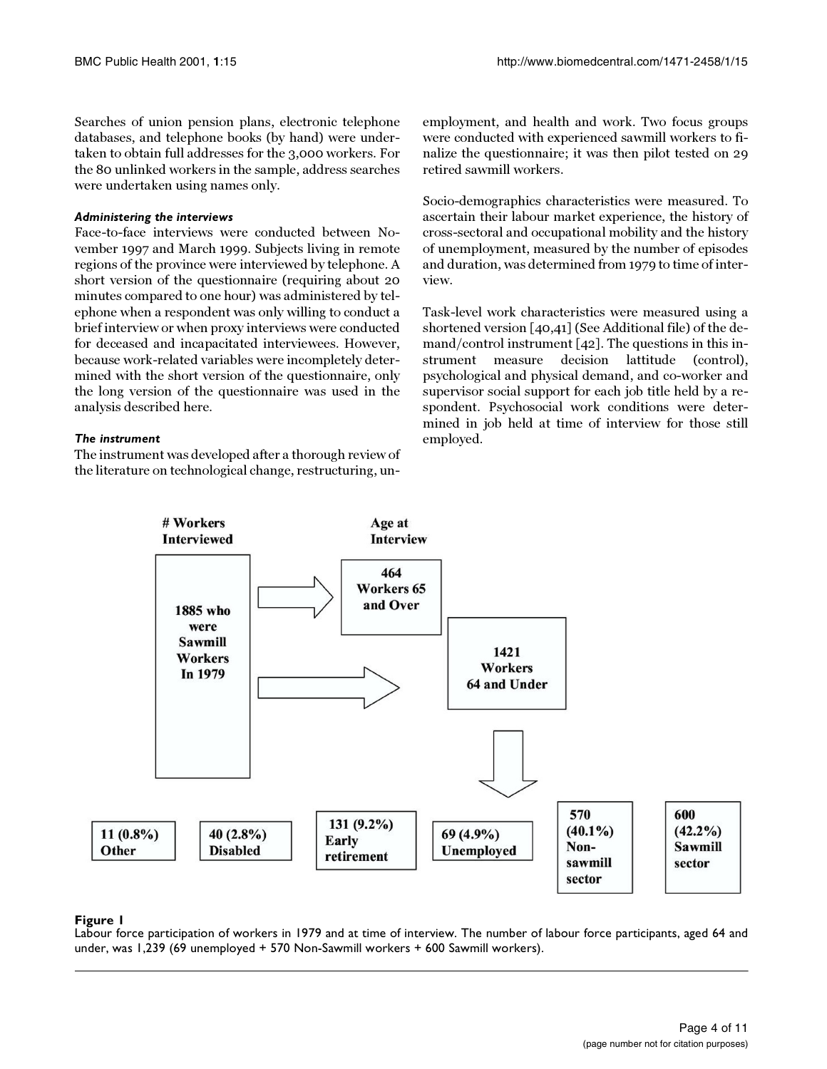Searches of union pension plans, electronic telephone databases, and telephone books (by hand) were undertaken to obtain full addresses for the 3,000 workers. For the 80 unlinked workers in the sample, address searches were undertaken using names only.

### *Administering the interviews*

Face-to-face interviews were conducted between November 1997 and March 1999. Subjects living in remote regions of the province were interviewed by telephone. A short version of the questionnaire (requiring about 20 minutes compared to one hour) was administered by telephone when a respondent was only willing to conduct a brief interview or when proxy interviews were conducted for deceased and incapacitated interviewees. However, because work-related variables were incompletely determined with the short version of the questionnaire, only the long version of the questionnaire was used in the analysis described here.

### *The instrument*

The instrument was developed after a thorough review of the literature on technological change, restructuring, unemployment, and health and work. Two focus groups were conducted with experienced sawmill workers to finalize the questionnaire; it was then pilot tested on 29 retired sawmill workers.

Socio-demographics characteristics were measured. To ascertain their labour market experience, the history of cross-sectoral and occupational mobility and the history of unemployment, measured by the number of episodes and duration, was determined from 1979 to time of interview.

Task-level work characteristics were measured using a shortened version [40,41] (See Additional file) of the demand/control instrument [42]. The questions in this instrument measure decision lattitude (control), psychological and physical demand, and co-worker and supervisor social support for each job title held by a respondent. Psychosocial work conditions were determined in job held at time of interview for those still employed.

**# Workers Interviewed** — 1885 who were Sawmill Workers In 1979

**Age at Interview** — 464 Workers 65 and Over; 1421 Workers 64 and Under

11 (0.8%) Other | 40 (2.8%) Disabled | 131 (9.2%) Early retirement | 69 (4.9%) Unemployed | 570 (40.1%) Non-sawmill sector | 600 (42.2%) Sawmill sector

**Figure 1**

Labour force participation of workers in 1979 and at time of interview. The number of labour force participants, aged 64 and under, was 1,239 (69 unemployed + 570 Non-Sawmill workers + 600 Sawmill workers).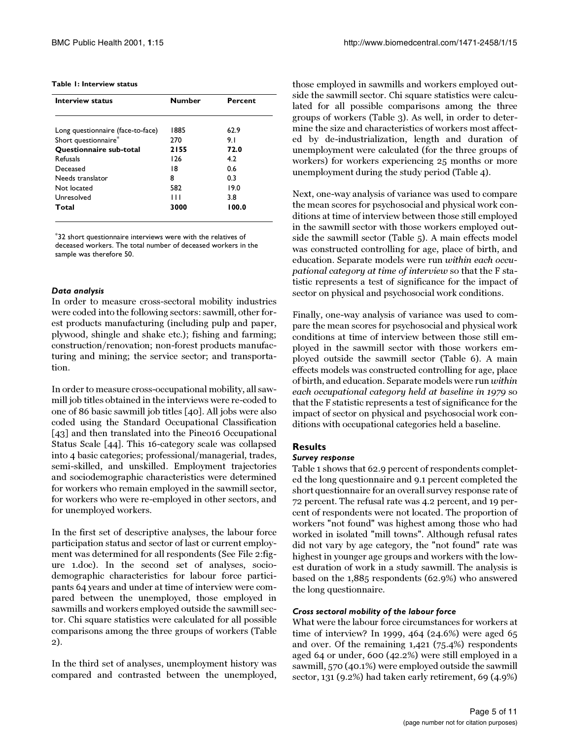**Table 1: Interview status**

| Interview status | Number | Percent |
| --- | --- | --- |
| Long questionnaire (face-to-face) | 1885 | 62.9 |
| Short questionnaire* | 270 | 9.1 |
| **Questionnaire sub-total** | **2155** | **72.0** |
| Refusals | 126 | 4.2 |
| Deceased | 18 | 0.6 |
| Needs translator | 8 | 0.3 |
| Not located | 582 | 19.0 |
| Unresolved | 111 | 3.8 |
| **Total** | **3000** | **100.0** |

*32 short questionnaire interviews were with the relatives of deceased workers. The total number of deceased workers in the sample was therefore 50.

### *Data analysis*

In order to measure cross-sectoral mobility industries were coded into the following sectors: sawmill, other forest products manufacturing (including pulp and paper, plywood, shingle and shake etc.); fishing and farming; construction/renovation; non-forest products manufacturing and mining; the service sector; and transportation.

In order to measure cross-occupational mobility, all sawmill job titles obtained in the interviews were re-coded to one of 86 basic sawmill job titles [40]. All jobs were also coded using the Standard Occupational Classification [43] and then translated into the Pineo16 Occupational Status Scale [44]. This 16-category scale was collapsed into 4 basic categories; professional/managerial, trades, semi-skilled, and unskilled. Employment trajectories and sociodemographic characteristics were determined for workers who remain employed in the sawmill sector, for workers who were re-employed in other sectors, and for unemployed workers.

In the first set of descriptive analyses, the labour force participation status and sector of last or current employment was determined for all respondents (See File 2:figure 1.doc). In the second set of analyses, sociodemographic characteristics for labour force participants 64 years and under at time of interview were compared between the unemployed, those employed in sawmills and workers employed outside the sawmill sector. Chi square statistics were calculated for all possible comparisons among the three groups of workers (Table 2).

In the third set of analyses, unemployment history was compared and contrasted between the unemployed, those employed in sawmills and workers employed outside the sawmill sector. Chi square statistics were calculated for all possible comparisons among the three groups of workers (Table 3). As well, in order to determine the size and characteristics of workers most affected by de-industrialization, length and duration of unemployment were calculated (for the three groups of workers) for workers experiencing 25 months or more unemployment during the study period (Table 4).

Next, one-way analysis of variance was used to compare the mean scores for psychosocial and physical work conditions at time of interview between those still employed in the sawmill sector with those workers employed outside the sawmill sector (Table 5). A main effects model was constructed controlling for age, place of birth, and education. Separate models were run *within each occupational category at time of interview* so that the F statistic represents a test of significance for the impact of sector on physical and psychosocial work conditions.

Finally, one-way analysis of variance was used to compare the mean scores for psychosocial and physical work conditions at time of interview between those still employed in the sawmill sector with those workers employed outside the sawmill sector (Table 6). A main effects models was constructed controlling for age, place of birth, and education. Separate models were run *within each occupational category held at baseline in 1979* so that the F statistic represents a test of significance for the impact of sector on physical and psychosocial work conditions with occupational categories held a baseline.

## Results

### *Survey response*

Table 1 shows that 62.9 percent of respondents completed the long questionnaire and 9.1 percent completed the short questionnaire for an overall survey response rate of 72 percent. The refusal rate was 4.2 percent, and 19 percent of respondents were not located. The proportion of workers "not found" was highest among those who had worked in isolated "mill towns". Although refusal rates did not vary by age category, the "not found" rate was highest in younger age groups and workers with the lowest duration of work in a study sawmill. The analysis is based on the 1,885 respondents (62.9%) who answered the long questionnaire.

### *Cross sectoral mobility of the labour force*

What were the labour force circumstances for workers at time of interview? In 1999, 464 (24.6%) were aged 65 and over. Of the remaining 1,421 (75.4%) respondents aged 64 or under, 600 (42.2%) were still employed in a sawmill, 570 (40.1%) were employed outside the sawmill sector, 131 (9.2%) had taken early retirement, 69 (4.9%)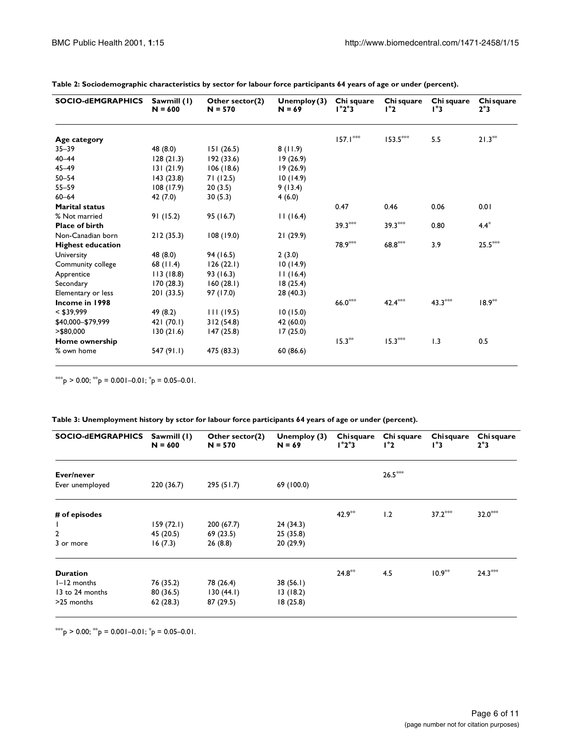**Table 2: Sociodemographic characteristics by sector for labour force participants 64 years of age or under (percent).**

| SOCIO-dEMGRAPHICS | Sawmill (1) N = 600 | Other sector(2) N = 570 | Unemploy(3) N = 69 | Chi square 1*2*3 | Chi square 1*2 | Chi square 1*3 | Chi square 2*3 |
|---|---|---|---|---|---|---|---|
| **Age category** | | | | 157.1*** | 153.5*** | 5.5 | 21.3** |
| 35–39 | 48 (8.0) | 151 (26.5) | 8 (11.9) | | | | |
| 40–44 | 128 (21.3) | 192 (33.6) | 19 (26.9) | | | | |
| 45–49 | 131 (21.9) | 106 (18.6) | 19 (26.9) | | | | |
| 50–54 | 143 (23.8) | 71 (12.5) | 10 (14.9) | | | | |
| 55–59 | 108 (17.9) | 20 (3.5) | 9 (13.4) | | | | |
| 60–64 | 42 (7.0) | 30 (5.3) | 4 (6.0) | | | | |
| **Marital status** | | | | 0.47 | 0.46 | 0.06 | 0.01 |
| % Not married | 91 (15.2) | 95 (16.7) | 11 (16.4) | | | | |
| **Place of birth** | | | | 39.3*** | 39.3*** | 0.80 | 4.4* |
| Non-Canadian born | 212 (35.3) | 108 (19.0) | 21 (29.9) | | | | |
| **Highest education** | | | | 78.9*** | 68.8*** | 3.9 | 25.5*** |
| University | 48 (8.0) | 94 (16.5) | 2 (3.0) | | | | |
| Community college | 68 (11.4) | 126 (22.1) | 10 (14.9) | | | | |
| Apprentice | 113 (18.8) | 93 (16.3) | 11 (16.4) | | | | |
| Secondary | 170 (28.3) | 160 (28.1) | 18 (25.4) | | | | |
| Elementary or less | 201 (33.5) | 97 (17.0) | 28 (40.3) | | | | |
| **Income in 1998** | | | | 66.0*** | 42.4*** | 43.3*** | 18.9** |
| < $39,999 | 49 (8.2) | 111 (19.5) | 10 (15.0) | | | | |
| $40,000–$79,999 | 421 (70.1) | 312 (54.8) | 42 (60.0) | | | | |
| >$80,000 | 130 (21.6) | 147 (25.8) | 17 (25.0) | | | | |
| **Home ownership** | | | | 15.3** | 15.3*** | 1.3 | 0.5 |
| % own home | 547 (91.1) | 475 (83.3) | 60 (86.6) | | | | |

***p > 0.00; **p = 0.001–0.01; *p = 0.05–0.01.

**Table 3: Unemployment history by sctor for labour force participants 64 years of age or under (percent).**

| SOCIO-dEMGRAPHICS | Sawmill (1) N = 600 | Other sector(2) N = 570 | Unemploy (3) N = 69 | Chi square 1*2*3 | Chi square 1*2 | Chi square 1*3 | Chi square 2*3 |
|---|---|---|---|---|---|---|---|
| **Ever/never** | | | | | 26.5*** | | |
| Ever unemployed | 220 (36.7) | 295 (51.7) | 69 (100.0) | | | | |
| **# of episodes** | | | | 42.9** | 1.2 | 37.2*** | 32.0*** |
| 1 | 159 (72.1) | 200 (67.7) | 24 (34.3) | | | | |
| 2 | 45 (20.5) | 69 (23.5) | 25 (35.8) | | | | |
| 3 or more | 16 (7.3) | 26 (8.8) | 20 (29.9) | | | | |
| **Duration** | | | | 24.8** | 4.5 | 10.9** | 24.3*** |
| 1–12 months | 76 (35.2) | 78 (26.4) | 38 (56.1) | | | | |
| 13 to 24 months | 80 (36.5) | 130 (44.1) | 13 (18.2) | | | | |
| >25 months | 62 (28.3) | 87 (29.5) | 18 (25.8) | | | | |

***p > 0.00; **p = 0.001–0.01; *p = 0.05–0.01.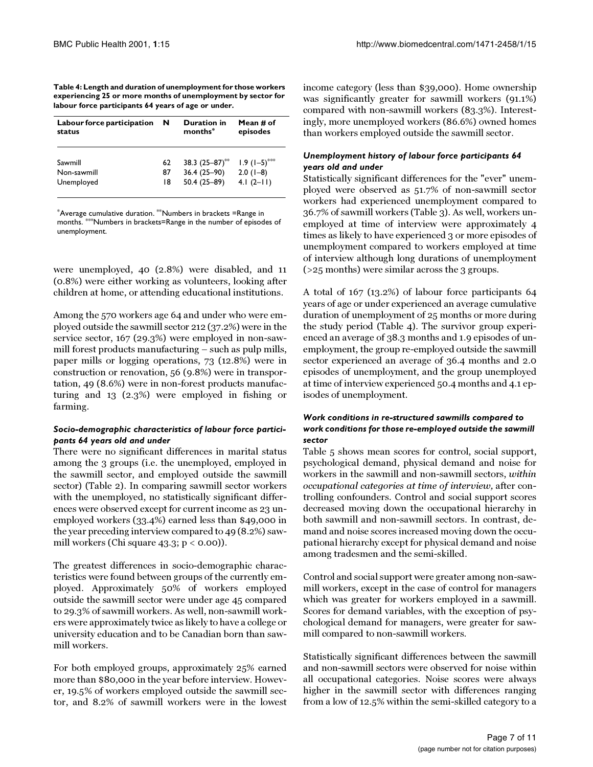**Table 4: Length and duration of unemployment for those workers experiencing 25 or more months of unemployment by sector for labour force participants 64 years of age or under.**

| Labour force participation status | N | Duration in months* | Mean # of episodes |
| --- | --- | --- | --- |
| Sawmill | 62 | 38.3 (25–87)** | 1.9 (1–5)*** |
| Non-sawmill | 87 | 36.4 (25–90) | 2.0 (1–8) |
| Unemployed | 18 | 50.4 (25–89) | 4.1 (2–11) |

*Average cumulative duration. **Numbers in brackets =Range in months. ***Numbers in brackets=Range in the number of episodes of unemployment.

were unemployed, 40 (2.8%) were disabled, and 11 (0.8%) were either working as volunteers, looking after children at home, or attending educational institutions.

Among the 570 workers age 64 and under who were employed outside the sawmill sector 212 (37.2%) were in the service sector, 167 (29.3%) were employed in non-sawmill forest products manufacturing – such as pulp mills, paper mills or logging operations, 73 (12.8%) were in construction or renovation, 56 (9.8%) were in transportation, 49 (8.6%) were in non-forest products manufacturing and 13 (2.3%) were employed in fishing or farming.

### *Socio-demographic characteristics of labour force participants 64 years old and under*

There were no significant differences in marital status among the 3 groups (i.e. the unemployed, employed in the sawmill sector, and employed outside the sawmill sector) (Table 2). In comparing sawmill sector workers with the unemployed, no statistically significant differences were observed except for current income as 23 unemployed workers (33.4%) earned less than \$49,000 in the year preceding interview compared to 49 (8.2%) sawmill workers (Chi square 43.3; $p < 0.00$)).

The greatest differences in socio-demographic characteristics were found between groups of the currently employed. Approximately 50% of workers employed outside the sawmill sector were under age 45 compared to 29.3% of sawmill workers. As well, non-sawmill workers were approximately twice as likely to have a college or university education and to be Canadian born than sawmill workers.

For both employed groups, approximately 25% earned more than \$80,000 in the year before interview. However, 19.5% of workers employed outside the sawmill sector, and 8.2% of sawmill workers were in the lowest income category (less than \$39,000). Home ownership was significantly greater for sawmill workers (91.1%) compared with non-sawmill workers (83.3%). Interestingly, more unemployed workers (86.6%) owned homes than workers employed outside the sawmill sector.

### *Unemployment history of labour force participants 64 years old and under*

Statistically significant differences for the "ever" unemployed were observed as 51.7% of non-sawmill sector workers had experienced unemployment compared to 36.7% of sawmill workers (Table 3). As well, workers unemployed at time of interview were approximately 4 times as likely to have experienced 3 or more episodes of unemployment compared to workers employed at time of interview although long durations of unemployment (>25 months) were similar across the 3 groups.

A total of 167 (13.2%) of labour force participants 64 years of age or under experienced an average cumulative duration of unemployment of 25 months or more during the study period (Table 4). The survivor group experienced an average of 38.3 months and 1.9 episodes of unemployment, the group re-employed outside the sawmill sector experienced an average of 36.4 months and 2.0 episodes of unemployment, and the group unemployed at time of interview experienced 50.4 months and 4.1 episodes of unemployment.

### *Work conditions in re-structured sawmills compared to work conditions for those re-employed outside the sawmill sector*

Table 5 shows mean scores for control, social support, psychological demand, physical demand and noise for workers in the sawmill and non-sawmill sectors, *within occupational categories at time of interview,* after controlling confounders. Control and social support scores decreased moving down the occupational hierarchy in both sawmill and non-sawmill sectors. In contrast, demand and noise scores increased moving down the occupational hierarchy except for physical demand and noise among tradesmen and the semi-skilled.

Control and social support were greater among non-sawmill workers, except in the case of control for managers which was greater for workers employed in a sawmill. Scores for demand variables, with the exception of psychological demand for managers, were greater for sawmill compared to non-sawmill workers.

Statistically significant differences between the sawmill and non-sawmill sectors were observed for noise within all occupational categories. Noise scores were always higher in the sawmill sector with differences ranging from a low of 12.5% within the semi-skilled category to a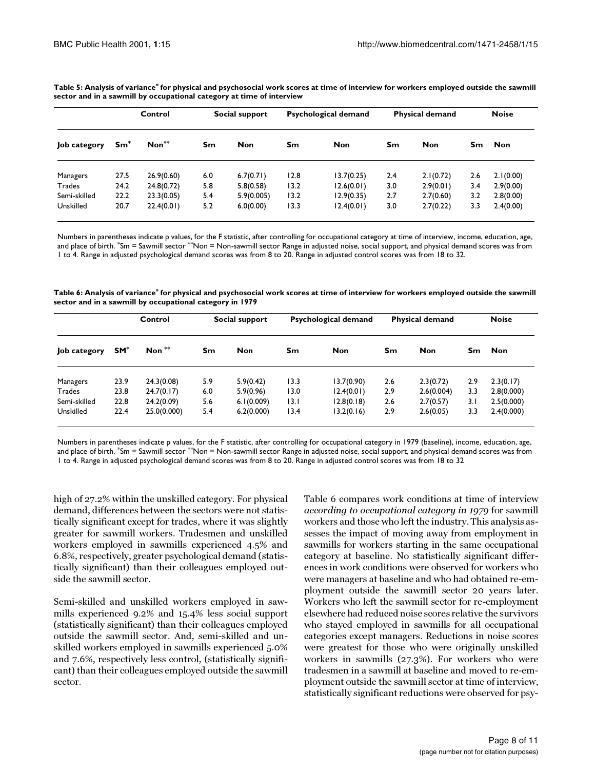**Table 5: Analysis of variance* for physical and psychosocial work scores at time of interview for workers employed outside the sawmill sector and in a sawmill by occupational category at time of interview**

| | Control | | Social support | | Psychological demand | | Physical demand | | Noise | |
|---|---|---|---|---|---|---|---|---|---|---|
| **Job category** | **Sm*** | **Non**** | **Sm** | **Non** | **Sm** | **Non** | **Sm** | **Non** | **Sm** | **Non** |
| Managers | 27.5 | 26.9(0.60) | 6.0 | 6.7(0.71) | 12.8 | 13.7(0.25) | 2.4 | 2.1(0.72) | 2.6 | 2.1(0.00) |
| Trades | 24.2 | 24.8(0.72) | 5.8 | 5.8(0.58) | 13.2 | 12.6(0.01) | 3.0 | 2.9(0.01) | 3.4 | 2.9(0.00) |
| Semi-skilled | 22.2 | 23.3(0.05) | 5.4 | 5.9(0.005) | 13.2 | 12.9(0.35) | 2.7 | 2.7(0.60) | 3.2 | 2.8(0.00) |
| Unskilled | 20.7 | 22.4(0.01) | 5.2 | 6.0(0.00) | 13.3 | 12.4(0.01) | 3.0 | 2.7(0.22) | 3.3 | 2.4(0.00) |

Numbers in parentheses indicate p values, for the F statistic, after controlling for occupational category at time of interview, income, education, age, and place of birth. *Sm = Sawmill sector **Non = Non-sawmill sector Range in adjusted noise, social support, and physical demand scores was from 1 to 4. Range in adjusted psychological demand scores was from 8 to 20. Range in adjusted control scores was from 18 to 32.

**Table 6: Analysis of variance* for physical and psychosocial work scores at time of interview for workers employed outside the sawmill sector and in a sawmill by occupational category in 1979**

| | Control | | Social support | | Psychological demand | | Physical demand | | Noise | |
|---|---|---|---|---|---|---|---|---|---|---|
| **Job category** | **SM*** | **Non**** | **Sm** | **Non** | **Sm** | **Non** | **Sm** | **Non** | **Sm** | **Non** |
| Managers | 23.9 | 24.3(0.08) | 5.9 | 5.9(0.42) | 13.3 | 13.7(0.90) | 2.6 | 2.3(0.72) | 2.9 | 2.3(0.17) |
| Trades | 23.8 | 24.7(0.17) | 6.0 | 5.9(0.96) | 13.0 | 12.4(0.01) | 2.9 | 2.6(0.004) | 3.3 | 2.8(0.000) |
| Semi-skilled | 22.8 | 24.2(0.09) | 5.6 | 6.1(0.009) | 13.1 | 12.8(0.18) | 2.6 | 2.7(0.57) | 3.1 | 2.5(0.000) |
| Unskilled | 22.4 | 25.0(0.000) | 5.4 | 6.2(0.000) | 13.4 | 13.2(0.16) | 2.9 | 2.6(0.05) | 3.3 | 2.4(0.000) |

Numbers in parentheses indicate p values, for the F statistic, after controlling for occupational category in 1979 (baseline), income, education, age, and place of birth. *Sm = Sawmill sector **Non = Non-sawmill sector Range in adjusted noise, social support, and physical demand scores was from 1 to 4. Range in adjusted psychological demand scores was from 8 to 20. Range in adjusted control scores was from 18 to 32

high of 27.2% within the unskilled category. For physical demand, differences between the sectors were not statistically significant except for trades, where it was slightly greater for sawmill workers. Tradesmen and unskilled workers employed in sawmills experienced 4.5% and 6.8%, respectively, greater psychological demand (statistically significant) than their colleagues employed outside the sawmill sector.

Semi-skilled and unskilled workers employed in sawmills experienced 9.2% and 15.4% less social support (statistically significant) than their colleagues employed outside the sawmill sector. And, semi-skilled and unskilled workers employed in sawmills experienced 5.0% and 7.6%, respectively less control, (statistically significant) than their colleagues employed outside the sawmill sector.

Table 6 compares work conditions at time of interview *according to occupational category in 1979* for sawmill workers and those who left the industry. This analysis assesses the impact of moving away from employment in sawmills for workers starting in the same occupational category at baseline. No statistically significant differences in work conditions were observed for workers who were managers at baseline and who had obtained re-employment outside the sawmill sector 20 years later. Workers who left the sawmill sector for re-employment elsewhere had reduced noise scores relative the survivors who stayed employed in sawmills for all occupational categories except managers. Reductions in noise scores were greatest for those who were originally unskilled workers in sawmills (27.3%). For workers who were tradesmen in a sawmill at baseline and moved to re-employment outside the sawmill sector at time of interview, statistically significant reductions were observed for psy-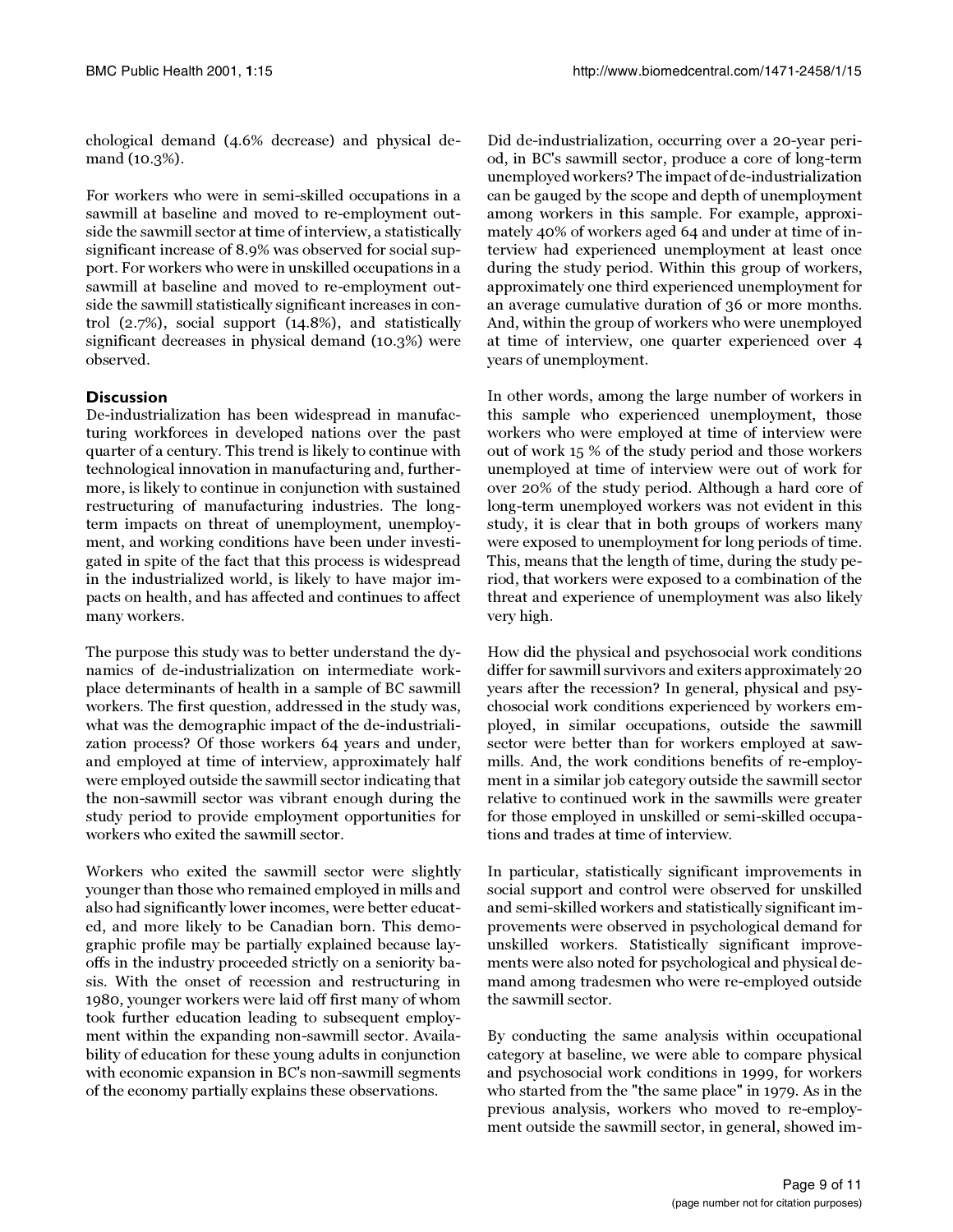chological demand (4.6% decrease) and physical demand (10.3%).

For workers who were in semi-skilled occupations in a sawmill at baseline and moved to re-employment outside the sawmill sector at time of interview, a statistically significant increase of 8.9% was observed for social support. For workers who were in unskilled occupations in a sawmill at baseline and moved to re-employment outside the sawmill statistically significant increases in control (2.7%), social support (14.8%), and statistically significant decreases in physical demand (10.3%) were observed.

## Discussion

De-industrialization has been widespread in manufacturing workforces in developed nations over the past quarter of a century. This trend is likely to continue with technological innovation in manufacturing and, furthermore, is likely to continue in conjunction with sustained restructuring of manufacturing industries. The long-term impacts on threat of unemployment, unemployment, and working conditions have been under investigated in spite of the fact that this process is widespread in the industrialized world, is likely to have major impacts on health, and has affected and continues to affect many workers.

The purpose this study was to better understand the dynamics of de-industrialization on intermediate workplace determinants of health in a sample of BC sawmill workers. The first question, addressed in the study was, what was the demographic impact of the de-industrialization process? Of those workers 64 years and under, and employed at time of interview, approximately half were employed outside the sawmill sector indicating that the non-sawmill sector was vibrant enough during the study period to provide employment opportunities for workers who exited the sawmill sector.

Workers who exited the sawmill sector were slightly younger than those who remained employed in mills and also had significantly lower incomes, were better educated, and more likely to be Canadian born. This demographic profile may be partially explained because layoffs in the industry proceeded strictly on a seniority basis. With the onset of recession and restructuring in 1980, younger workers were laid off first many of whom took further education leading to subsequent employment within the expanding non-sawmill sector. Availability of education for these young adults in conjunction with economic expansion in BC's non-sawmill segments of the economy partially explains these observations.

Did de-industrialization, occurring over a 20-year period, in BC's sawmill sector, produce a core of long-term unemployed workers? The impact of de-industrialization can be gauged by the scope and depth of unemployment among workers in this sample. For example, approximately 40% of workers aged 64 and under at time of interview had experienced unemployment at least once during the study period. Within this group of workers, approximately one third experienced unemployment for an average cumulative duration of 36 or more months. And, within the group of workers who were unemployed at time of interview, one quarter experienced over 4 years of unemployment.

In other words, among the large number of workers in this sample who experienced unemployment, those workers who were employed at time of interview were out of work 15 % of the study period and those workers unemployed at time of interview were out of work for over 20% of the study period. Although a hard core of long-term unemployed workers was not evident in this study, it is clear that in both groups of workers many were exposed to unemployment for long periods of time. This, means that the length of time, during the study period, that workers were exposed to a combination of the threat and experience of unemployment was also likely very high.

How did the physical and psychosocial work conditions differ for sawmill survivors and exiters approximately 20 years after the recession? In general, physical and psychosocial work conditions experienced by workers employed, in similar occupations, outside the sawmill sector were better than for workers employed at sawmills. And, the work conditions benefits of re-employment in a similar job category outside the sawmill sector relative to continued work in the sawmills were greater for those employed in unskilled or semi-skilled occupations and trades at time of interview.

In particular, statistically significant improvements in social support and control were observed for unskilled and semi-skilled workers and statistically significant improvements were observed in psychological demand for unskilled workers. Statistically significant improvements were also noted for psychological and physical demand among tradesmen who were re-employed outside the sawmill sector.

By conducting the same analysis within occupational category at baseline, we were able to compare physical and psychosocial work conditions in 1999, for workers who started from the "the same place" in 1979. As in the previous analysis, workers who moved to re-employment outside the sawmill sector, in general, showed im-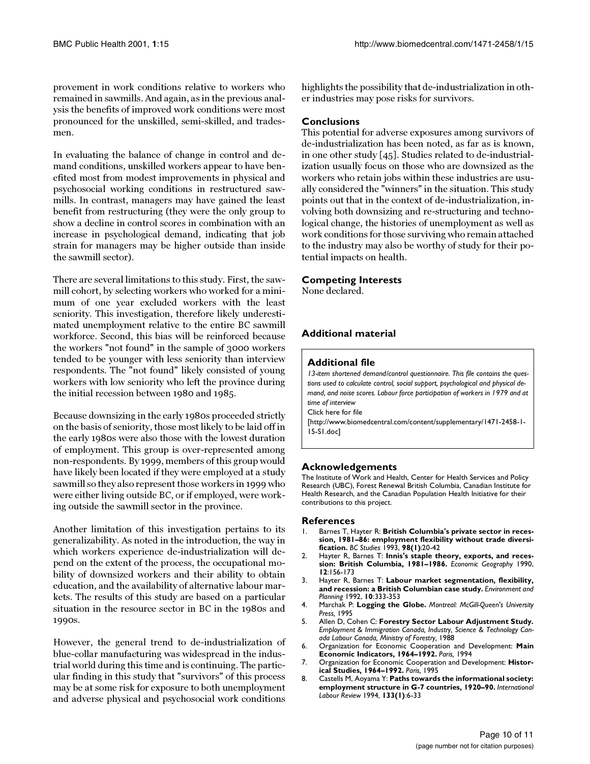provement in work conditions relative to workers who remained in sawmills. And again, as in the previous analysis the benefits of improved work conditions were most pronounced for the unskilled, semi-skilled, and tradesmen.

In evaluating the balance of change in control and demand conditions, unskilled workers appear to have benefited most from modest improvements in physical and psychosocial working conditions in restructured sawmills. In contrast, managers may have gained the least benefit from restructuring (they were the only group to show a decline in control scores in combination with an increase in psychological demand, indicating that job strain for managers may be higher outside than inside the sawmill sector).

There are several limitations to this study. First, the sawmill cohort, by selecting workers who worked for a minimum of one year excluded workers with the least seniority. This investigation, therefore likely underestimated unemployment relative to the entire BC sawmill workforce. Second, this bias will be reinforced because the workers "not found" in the sample of 3000 workers tended to be younger with less seniority than interview respondents. The "not found" likely consisted of young workers with low seniority who left the province during the initial recession between 1980 and 1985.

Because downsizing in the early 1980s proceeded strictly on the basis of seniority, those most likely to be laid off in the early 1980s were also those with the lowest duration of employment. This group is over-represented among non-respondents. By 1999, members of this group would have likely been located if they were employed at a study sawmill so they also represent those workers in 1999 who were either living outside BC, or if employed, were working outside the sawmill sector in the province.

Another limitation of this investigation pertains to its generalizability. As noted in the introduction, the way in which workers experience de-industrialization will depend on the extent of the process, the occupational mobility of downsized workers and their ability to obtain education, and the availability of alternative labour markets. The results of this study are based on a particular situation in the resource sector in BC in the 1980s and 1990s.

However, the general trend to de-industrialization of blue-collar manufacturing was widespread in the industrial world during this time and is continuing. The particular finding in this study that "survivors" of this process may be at some risk for exposure to both unemployment and adverse physical and psychosocial work conditions highlights the possibility that de-industrialization in other industries may pose risks for survivors.

## Conclusions

This potential for adverse exposures among survivors of de-industrialization has been noted, as far as is known, in one other study [45]. Studies related to de-industrialization usually focus on those who are downsized as the workers who retain jobs within these industries are usually considered the "winners" in the situation. This study points out that in the context of de-industrialization, involving both downsizing and re-structuring and technological change, the histories of unemployment as well as work conditions for those surviving who remain attached to the industry may also be worthy of study for their potential impacts on health.

## Competing Interests

None declared.

## Additional material

### Additional file

*13-item shortened demand/control questionnaire. This file contains the questions used to calculate control, social support, psychological and physical demand, and noise scores. Labour force participation of workers in 1979 and at time of interview*

Click here for file

[http://www.biomedcentral.com/content/supplementary/1471-2458-1-15-S1.doc]

## Acknowledgements

The Institute of Work and Health, Center for Health Services and Policy Research (UBC), Forest Renewal British Columbia, Canadian Institute for Health Research, and the Canadian Population Health Initiative for their contributions to this project.

## References

1. Barnes T, Hayter R: **British Columbia's private sector in recession, 1981–86: employment flexibility without trade diversification.** *BC Studies* 1993, **98(1)**:20-42
2. Hayter R, Barnes T: **Innis's staple theory, exports, and recession: British Columbia, 1981–1986.** *Economic Geography* 1990, **12**:156-173
3. Hayter R, Barnes T: **Labour market segmentation, flexibility, and recession: a British Columbian case study.** *Environment and Planning* 1992, **10**:333-353
4. Marchak P: **Logging the Globe.** *Montreal: McGill-Queen's University Press,* 1995
5. Allen D, Cohen C: **Forestry Sector Labour Adjustment Study.** *Employment & Immigration Canada, Industry, Science & Technology Canada Labour Canada, Ministry of Forestry,* 1988
6. Organization for Economic Cooperation and Development: **Main Economic Indicators, 1964–1992.** *Paris,* 1994
7. Organization for Economic Cooperation and Development: **Historical Studies, 1964–1992.** *Paris,* 1995
8. Castells M, Aoyama Y: **Paths towards the informational society: employment structure in G-7 countries, 1920–90.** *International Labour Review* 1994, **133(1)**:6-33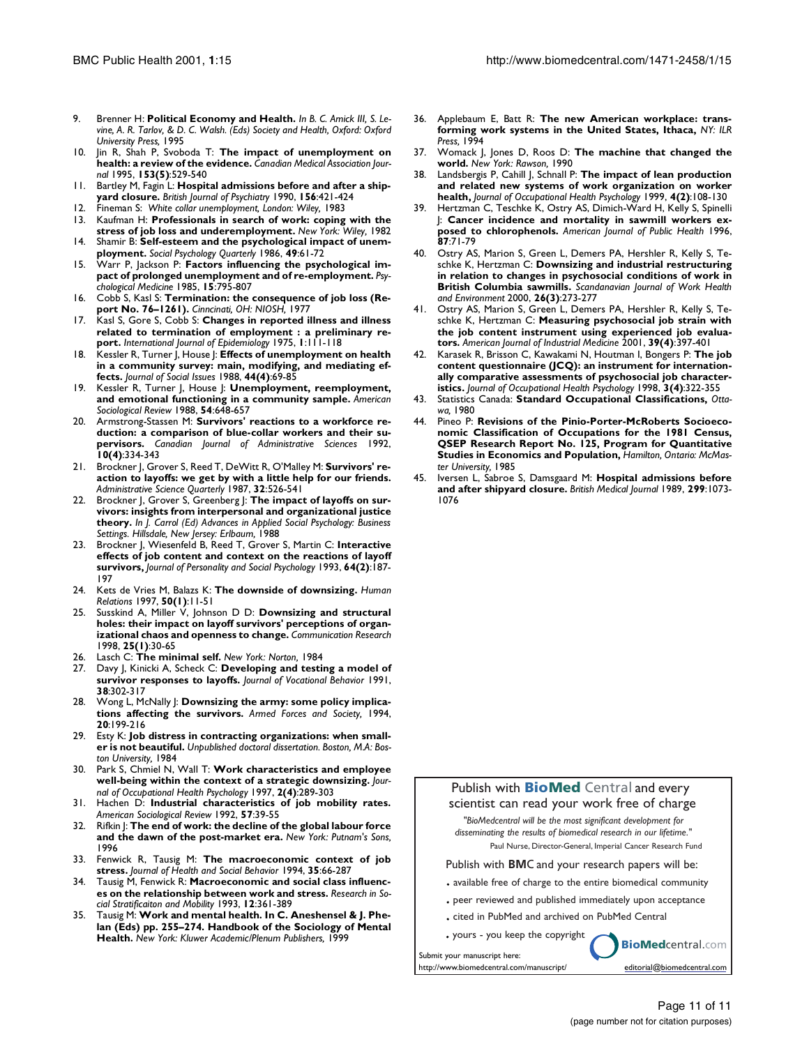9. Brenner H: **Political Economy and Health.** *In B. C. Amick III, S. Levine, A. R. Tarlov, & D. C. Walsh. (Eds) Society and Health, Oxford: Oxford University Press,* 1995
10. Jin R, Shah P, Svoboda T: **The impact of unemployment on health: a review of the evidence.** *Canadian Medical Association Journal* 1995, **153(5)**:529-540
11. Bartley M, Fagin L: **Hospital admissions before and after a shipyard closure.** *British Journal of Psychiatry* 1990, **156**:421-424
12. Fineman S: *White collar unemployment, London: Wiley,* 1983
13. Kaufman H: **Professionals in search of work: coping with the stress of job loss and underemployment.** *New York: Wiley,* 1982
14. Shamir B: **Self-esteem and the psychological impact of unemployment.** *Social Psychology Quarterly* 1986, **49**:61-72
15. Warr P, Jackson P: **Factors influencing the psychological impact of prolonged unemployment and of re-employment.** *Psychological Medicine* 1985, **15**:795-807
16. Cobb S, Kasl S: **Termination: the consequence of job loss (Report No. 76–1261).** *Cinncinati, OH: NIOSH,* 1977
17. Kasl S, Gore S, Cobb S: **Changes in reported illness and illness related to termination of employment : a preliminary report.** *International Journal of Epidemiology* 1975, **1**:111-118
18. Kessler R, Turner J, House J: **Effects of unemployment on health in a community survey: main, modifying, and mediating effects.** *Journal of Social Issues* 1988, **44(4)**:69-85
19. Kessler R, Turner J, House J: **Unemployment, reemployment, and emotional functioning in a community sample.** *American Sociological Review* 1988, **54**:648-657
20. Armstrong-Stassen M: **Survivors' reactions to a workforce reduction: a comparison of blue-collar workers and their supervisors.** *Canadian Journal of Administrative Sciences* 1992, **10(4)**:334-343
21. Brockner J, Grover S, Reed T, DeWitt R, O'Malley M: **Survivors' reaction to layoffs: we get by with a little help for our friends.** *Administrative Science Quarterly* 1987, **32**:526-541
22. Brockner J, Grover S, Greenberg J: **The impact of layoffs on survivors: insights from interpersonal and organizational justice theory.** *In J. Carrol (Ed) Advances in Applied Social Psychology: Business Settings. Hillsdale, New Jersey: Erlbaum,* 1988
23. Brockner J, Wiesenfeld B, Reed T, Grover S, Martin C: **Interactive effects of job content and context on the reactions of layoff survivors,** *Journal of Personality and Social Psychology* 1993, **64(2)**:187-197
24. Kets de Vries M, Balazs K: **The downside of downsizing.** *Human Relations* 1997, **50(1)**:11-51
25. Susskind A, Miller V, Johnson D D: **Downsizing and structural holes: their impact on layoff survivors' perceptions of organizational chaos and openness to change.** *Communication Research* 1998, **25(1)**:30-65
26. Lasch C: **The minimal self.** *New York: Norton,* 1984
27. Davy J, Kinicki A, Scheck C: **Developing and testing a model of survivor responses to layoffs.** *Journal of Vocational Behavior* 1991, **38**:302-317
28. Wong L, McNally J: **Downsizing the army: some policy implications affecting the survivors.** *Armed Forces and Society,* 1994, **20**:199-216
29. Esty K: **Job distress in contracting organizations: when smaller is not beautiful.** *Unpublished doctoral dissertation. Boston, M.A: Boston University,* 1984
30. Park S, Chmiel N, Wall T: **Work characteristics and employee well-being within the context of a strategic downsizing.** *Journal of Occupational Health Psychology* 1997, **2(4)**:289-303
31. Hachen D: **Industrial characteristics of job mobility rates.** *American Sociological Review* 1992, **57**:39-55
32. Rifkin J: **The end of work: the decline of the global labour force and the dawn of the post-market era.** *New York: Putnam's Sons,* 1996
33. Fenwick R, Tausig M: **The macroeconomic context of job stress.** *Journal of Health and Social Behavior* 1994, **35**:66-287
34. Tausig M, Fenwick R: **Macroeconomic and social class influences on the relationship between work and stress.** *Research in Social Stratificaiton and Mobility* 1993, **12**:361-389
35. Tausig M: **Work and mental health. In C. Aneshensel & J. Phelan (Eds) pp. 255–274. Handbook of the Sociology of Mental Health.** *New York: Kluwer Academic/Plenum Publishers,* 1999
36. Applebaum E, Batt R: **The new American workplace: transforming work systems in the United States, Ithaca,** *NY: ILR Press,* 1994
37. Womack J, Jones D, Roos D: **The machine that changed the world.** *New York: Rawson,* 1990
38. Landsbergis P, Cahill J, Schnall P: **The impact of lean production and related new systems of work organization on worker health,** *Journal of Occupational Health Psychology* 1999, **4(2)**:108-130
39. Hertzman C, Teschke K, Ostry AS, Dimich-Ward H, Kelly S, Spinelli J: **Cancer incidence and mortality in sawmill workers exposed to chlorophenols.** *American Journal of Public Health* 1996, **87**:71-79
40. Ostry AS, Marion S, Green L, Demers PA, Hershler R, Kelly S, Teschke K, Hertzman C: **Downsizing and industrial restructuring in relation to changes in psychosocial conditions of work in British Columbia sawmills.** *Scandanavian Journal of Work Health and Environment* 2000, **26(3)**:273-277
41. Ostry AS, Marion S, Green L, Demers PA, Hershler R, Kelly S, Teschke K, Hertzman C: **Measuring psychosocial job strain with the job content instrument using experienced job evaluators.** *American Journal of Industrial Medicine* 2001, **39(4)**:397-401
42. Karasek R, Brisson C, Kawakami N, Houtman I, Bongers P: **The job content questionnaire (JCQ): an instrument for internationally comparative assessments of psychosocial job characteristics.** *Journal of Occupational Health Psychology* 1998, **3(4)**:322-355
43. Statistics Canada: **Standard Occupational Classifications,** *Ottawa,* 1980
44. Pineo P: **Revisions of the Pinio-Porter-McRoberts Socioeconomic Classification of Occupations for the 1981 Census, QSEP Research Report No. 125, Program for Quantitative Studies in Economics and Population,** *Hamilton, Ontario: McMaster University,* 1985
45. Iversen L, Sabroe S, Damsgaard M: **Hospital admissions before and after shipyard closure.** *British Medical Journal* 1989, **299**:1073-1076

Publish with **BioMed** Central and every scientist can read your work free of charge

*"BioMedcentral will be the most significant development for disseminating the results of biomedical research in our lifetime."*

Paul Nurse, Director-General, Imperial Cancer Research Fund

Publish with **BMC** and your research papers will be:

- available free of charge to the entire biomedical community
- peer reviewed and published immediately upon acceptance
- cited in PubMed and archived on PubMed Central
- yours - you keep the copyright

**BioMed**central.com

Submit your manuscript here:
http://www.biomedcentral.com/manuscript/

editorial@biomedcentral.com